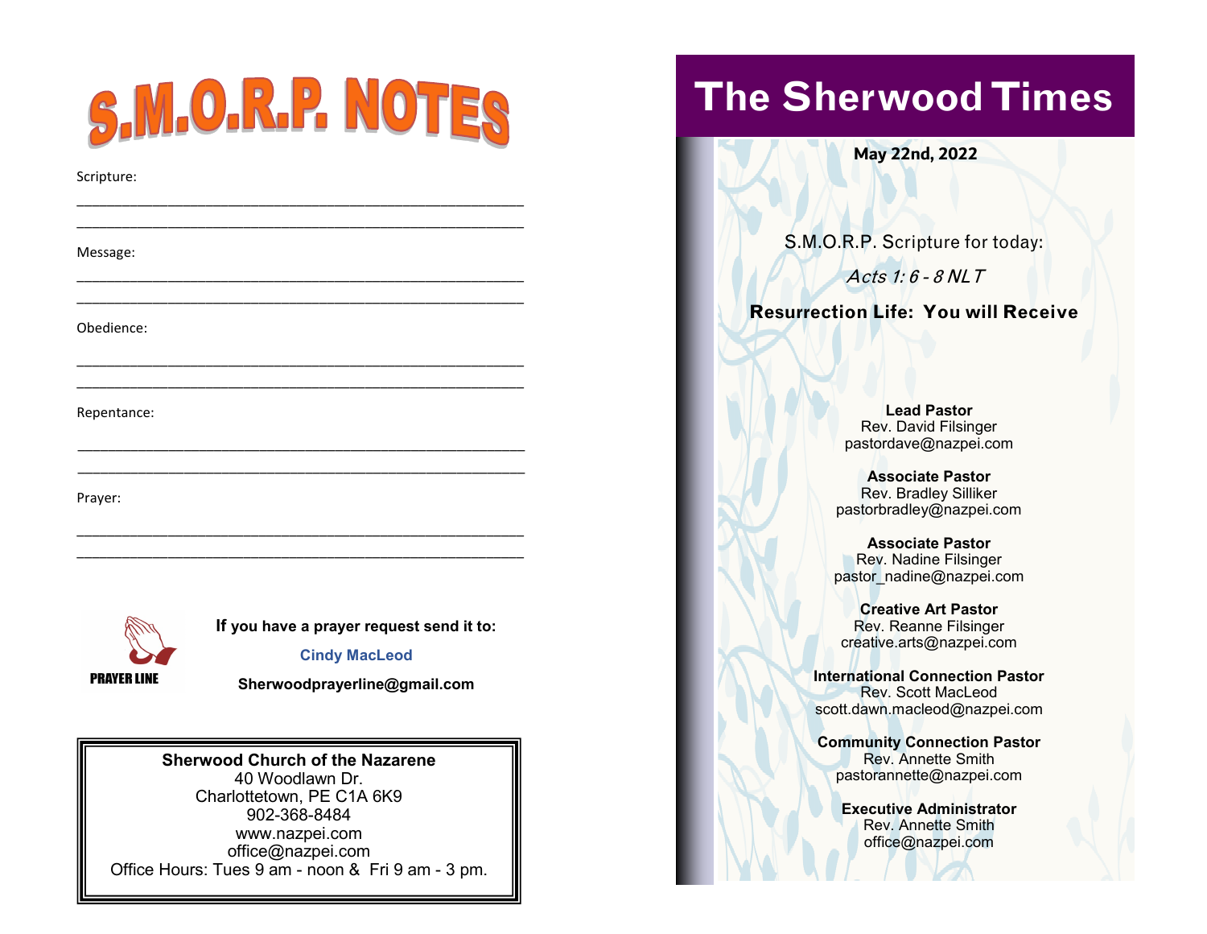# S.M.O.R.P. NOTES

Scripture:

\_\_\_\_\_\_\_\_\_\_\_\_\_\_\_\_\_\_\_\_\_\_\_\_\_\_\_\_\_\_\_\_\_\_\_\_\_\_\_\_\_\_\_\_\_\_\_\_\_\_\_\_\_\_

\_\_\_\_\_\_\_\_\_\_\_\_\_\_\_\_\_\_\_\_\_\_\_\_\_\_\_\_\_\_\_\_\_\_\_\_\_\_\_\_\_\_\_\_\_\_\_\_\_\_\_\_\_\_

Message:

\_\_\_\_\_\_\_\_\_\_\_\_\_\_\_\_\_\_\_\_\_\_\_\_\_\_\_\_\_\_\_\_\_\_\_\_\_\_\_\_\_\_\_\_\_\_\_\_\_\_\_\_\_\_

\_\_\_\_\_\_\_\_\_\_\_\_\_\_\_\_\_\_\_\_\_\_\_\_\_\_\_\_\_\_\_\_\_\_\_\_\_\_\_\_\_\_\_\_\_\_\_\_\_\_\_\_\_\_

Obedience:

\_\_\_\_\_\_\_\_\_\_\_\_\_\_\_\_\_\_\_\_\_\_\_\_\_\_\_\_\_\_\_\_\_\_\_\_\_\_\_\_\_\_\_\_\_\_\_\_\_\_\_\_\_\_

\_\_\_\_\_\_\_\_\_\_\_\_\_\_\_\_\_\_\_\_\_\_\_\_\_\_\_\_\_\_\_\_\_\_\_\_\_\_\_\_\_\_\_\_\_\_\_\_\_\_\_\_\_\_

Repentance:

\_\_\_\_\_\_\_\_\_\_\_\_\_\_\_\_\_\_\_\_\_\_\_\_\_\_\_\_\_\_\_\_\_\_\_\_\_\_\_\_\_\_\_\_\_\_\_\_\_\_\_\_\_\_

\_\_\_\_\_\_\_\_\_\_\_\_\_\_\_\_\_\_\_\_\_\_\_\_\_\_\_\_\_\_\_\_\_\_\_\_\_\_\_\_\_\_\_\_\_\_\_\_\_\_\_\_\_\_

Prayer:

\_\_\_\_\_\_\_\_\_\_\_\_\_\_\_\_\_\_\_\_\_\_\_\_\_\_\_\_\_\_\_\_\_\_\_\_\_\_\_\_\_\_\_\_\_\_\_\_\_\_\_\_\_\_

\_\_\_\_\_\_\_\_\_\_\_\_\_\_\_\_\_\_\_\_\_\_\_\_\_\_\_\_\_\_\_\_\_\_\_\_\_\_\_\_\_\_\_\_\_\_\_\_\_\_\_\_\_\_

**PRAYER LINE**

**If you have a prayer request send it to:**

**Cindy MacLeod**

**Sherwoodprayerline@gmail.com**

**Sherwood Church of the Nazarene**
40 Woodlawn Dr.
Charlottetown, PE C1A 6K9
902-368-8484
www.nazpei.com
office@nazpei.com
Office Hours: Tues 9 am - noon & Fri 9 am - 3 pm.

# The Sherwood Times

**May 22nd, 2022**

S.M.O.R.P. Scripture for today:

*Acts 1: 6 - 8 NLT*

**Resurrection Life: You will Receive**

**Lead Pastor**
Rev. David Filsinger
pastordave@nazpei.com

**Associate Pastor**
Rev. Bradley Silliker
pastorbradley@nazpei.com

**Associate Pastor**
Rev. Nadine Filsinger
pastor_nadine@nazpei.com

**Creative Art Pastor**
Rev. Reanne Filsinger
creative.arts@nazpei.com

**International Connection Pastor**
Rev. Scott MacLeod
scott.dawn.macleod@nazpei.com

**Community Connection Pastor**
Rev. Annette Smith
pastorannette@nazpei.com

**Executive Administrator**
Rev. Annette Smith
office@nazpei.com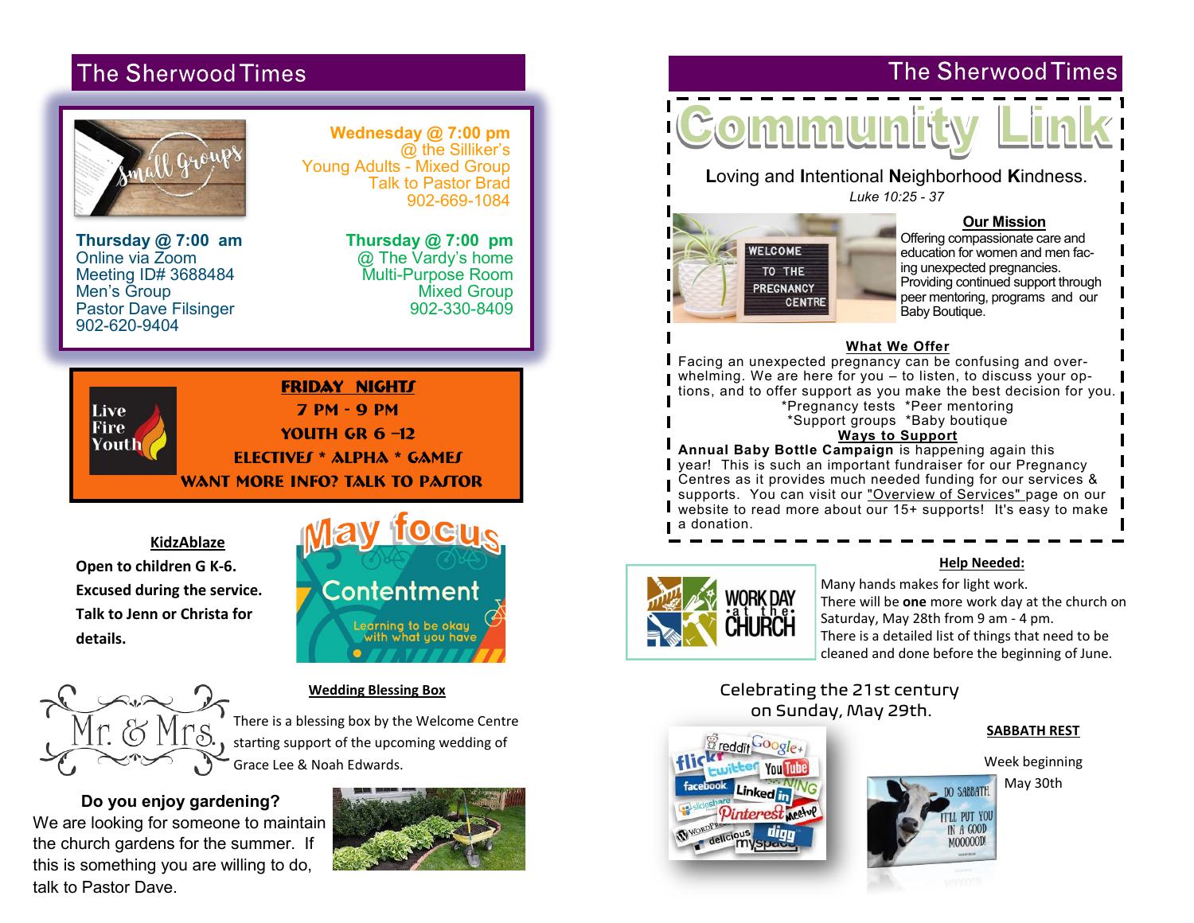## The Sherwood Times

**Wednesday @ 7:00 pm**
@ the Silliker's
Young Adults - Mixed Group
Talk to Pastor Brad
902-669-1084

**Thursday @ 7:00 am**
Online via Zoom
Meeting ID# 3688484
Men's Group
Pastor Dave Filsinger
902-620-9404

**Thursday @ 7:00 pm**
@ The Vardy's home
Multi-Purpose Room
Mixed Group
902-330-8409

**FRIDAY NIGHTS**
7 PM - 9 PM
YOUTH GR 6 -12
ELECTIVES * ALPHA * GAMES
WANT MORE INFO? TALK TO PASTOR

**KidzAblaze**

**Open to children G K-6. Excused during the service. Talk to Jenn or Christa for details.**

May focus
Contentment
Learning to be okay with what you have

**Wedding Blessing Box**

There is a blessing box by the Welcome Centre starting support of the upcoming wedding of Grace Lee & Noah Edwards.

**Do you enjoy gardening?**
We are looking for someone to maintain the church gardens for the summer. If this is something you are willing to do, talk to Pastor Dave.

## The Sherwood Times

# Community Link

**L**oving and **I**ntentional **N**eighborhood **K**indness.
*Luke 10:25 - 37*

**Our Mission**

Offering compassionate care and education for women and men facing unexpected pregnancies. Providing continued support through peer mentoring, programs and our Baby Boutique.

**What We Offer**

Facing an unexpected pregnancy can be confusing and overwhelming. We are here for you – to listen, to discuss your options, and to offer support as you make the best decision for you.
*Pregnancy tests *Peer mentoring
*Support groups *Baby boutique

**Ways to Support**

**Annual Baby Bottle Campaign** is happening again this year! This is such an important fundraiser for our Pregnancy Centres as it provides much needed funding for our services & supports. You can visit our "Overview of Services" page on our website to read more about our 15+ supports! It's easy to make a donation.

**Help Needed:**

Many hands makes for light work.
There will be **one** more work day at the church on Saturday, May 28th from 9 am - 4 pm.
There is a detailed list of things that need to be cleaned and done before the beginning of June.

Celebrating the 21st century on Sunday, May 29th.

**SABBATH REST**

Week beginning May 30th